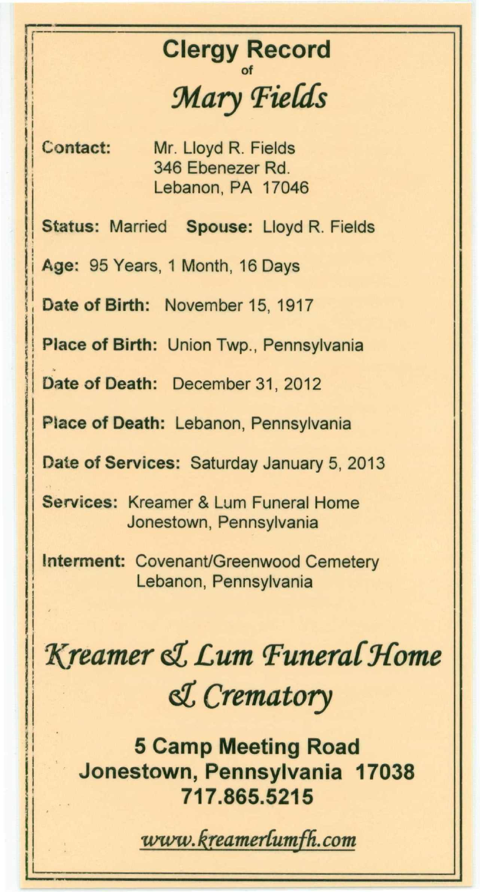# Clergy Record
of
## *Mary Fields*

**Contact:** Mr. Lloyd R. Fields
346 Ebenezer Rd.
Lebanon, PA 17046

**Status:** Married **Spouse:** Lloyd R. Fields

**Age:** 95 Years, 1 Month, 16 Days

**Date of Birth:** November 15, 1917

**Place of Birth:** Union Twp., Pennsylvania

**Date of Death:** December 31, 2012

**Place of Death:** Lebanon, Pennsylvania

**Date of Services:** Saturday January 5, 2013

**Services:** Kreamer & Lum Funeral Home
Jonestown, Pennsylvania

**Interment:** Covenant/Greenwood Cemetery
Lebanon, Pennsylvania

## *Kreamer & Lum Funeral Home & Crematory*

**5 Camp Meeting Road**
**Jonestown, Pennsylvania 17038**
**717.865.5215**

*www.kreamerlumfh.com*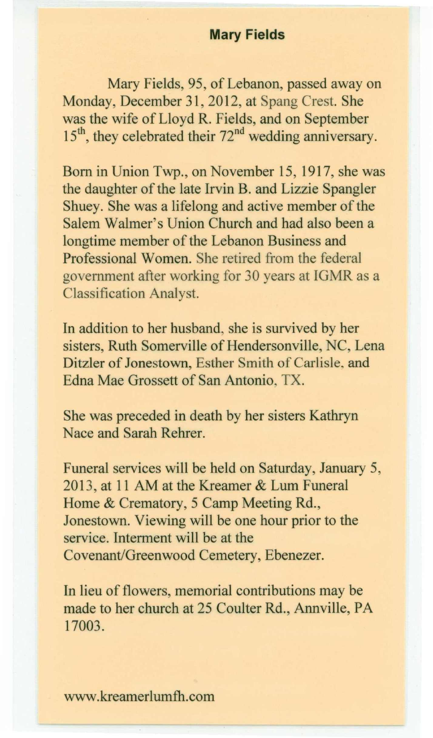# Mary Fields

Mary Fields, 95, of Lebanon, passed away on Monday, December 31, 2012, at Spang Crest. She was the wife of Lloyd R. Fields, and on September 15th, they celebrated their 72nd wedding anniversary.

Born in Union Twp., on November 15, 1917, she was the daughter of the late Irvin B. and Lizzie Spangler Shuey. She was a lifelong and active member of the Salem Walmer's Union Church and had also been a longtime member of the Lebanon Business and Professional Women. She retired from the federal government after working for 30 years at IGMR as a Classification Analyst.

In addition to her husband, she is survived by her sisters, Ruth Somerville of Hendersonville, NC, Lena Ditzler of Jonestown, Esther Smith of Carlisle, and Edna Mae Grossett of San Antonio, TX.

She was preceded in death by her sisters Kathryn Nace and Sarah Rehrer.

Funeral services will be held on Saturday, January 5, 2013, at 11 AM at the Kreamer & Lum Funeral Home & Crematory, 5 Camp Meeting Rd., Jonestown. Viewing will be one hour prior to the service. Interment will be at the Covenant/Greenwood Cemetery, Ebenezer.

In lieu of flowers, memorial contributions may be made to her church at 25 Coulter Rd., Annville, PA 17003.

www.kreamerlumfh.com